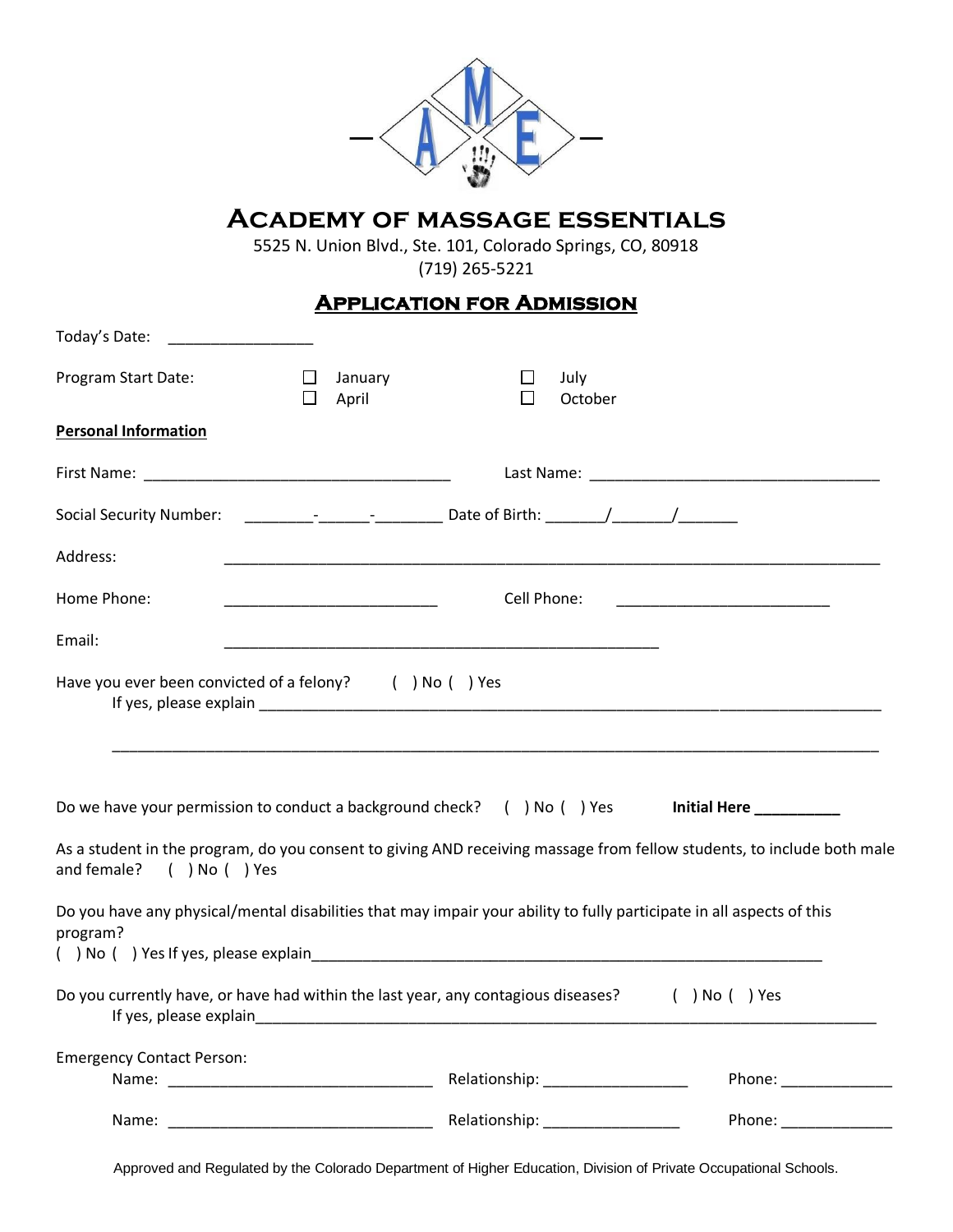# Academy of massage essentials

5525 N. Union Blvd., Ste. 101, Colorado Springs, CO, 80918
(719) 265-5221

## Application for Admission

Today's Date: _________________

Program Start Date: ☐ January ☐ April ☐ July ☐ October

**Personal Information**

First Name: ____________________________________ Last Name: ___________________________________

Social Security Number: ________-______-________ Date of Birth: _______/_______/_______

Address: ________________________________________________________________________________

Home Phone: __________________________ Cell Phone: __________________________

Email: _____________________________________________________

Have you ever been convicted of a felony? ( ) No ( ) Yes
If yes, please explain ____________________________________________________________________________

____________________________________________________________________________________________

Do we have your permission to conduct a background check? ( ) No ( ) Yes **Initial Here __________**

As a student in the program, do you consent to giving AND receiving massage from fellow students, to include both male and female? ( ) No ( ) Yes

Do you have any physical/mental disabilities that may impair your ability to fully participate in all aspects of this program?
( ) No ( ) Yes If yes, please explain_______________________________________________________________

Do you currently have, or have had within the last year, any contagious diseases? ( ) No ( ) Yes
If yes, please explain____________________________________________________________________________

Emergency Contact Person:
Name: ________________________________ Relationship: _________________ Phone: ______________

Name: ________________________________ Relationship: ________________ Phone: ______________

Approved and Regulated by the Colorado Department of Higher Education, Division of Private Occupational Schools.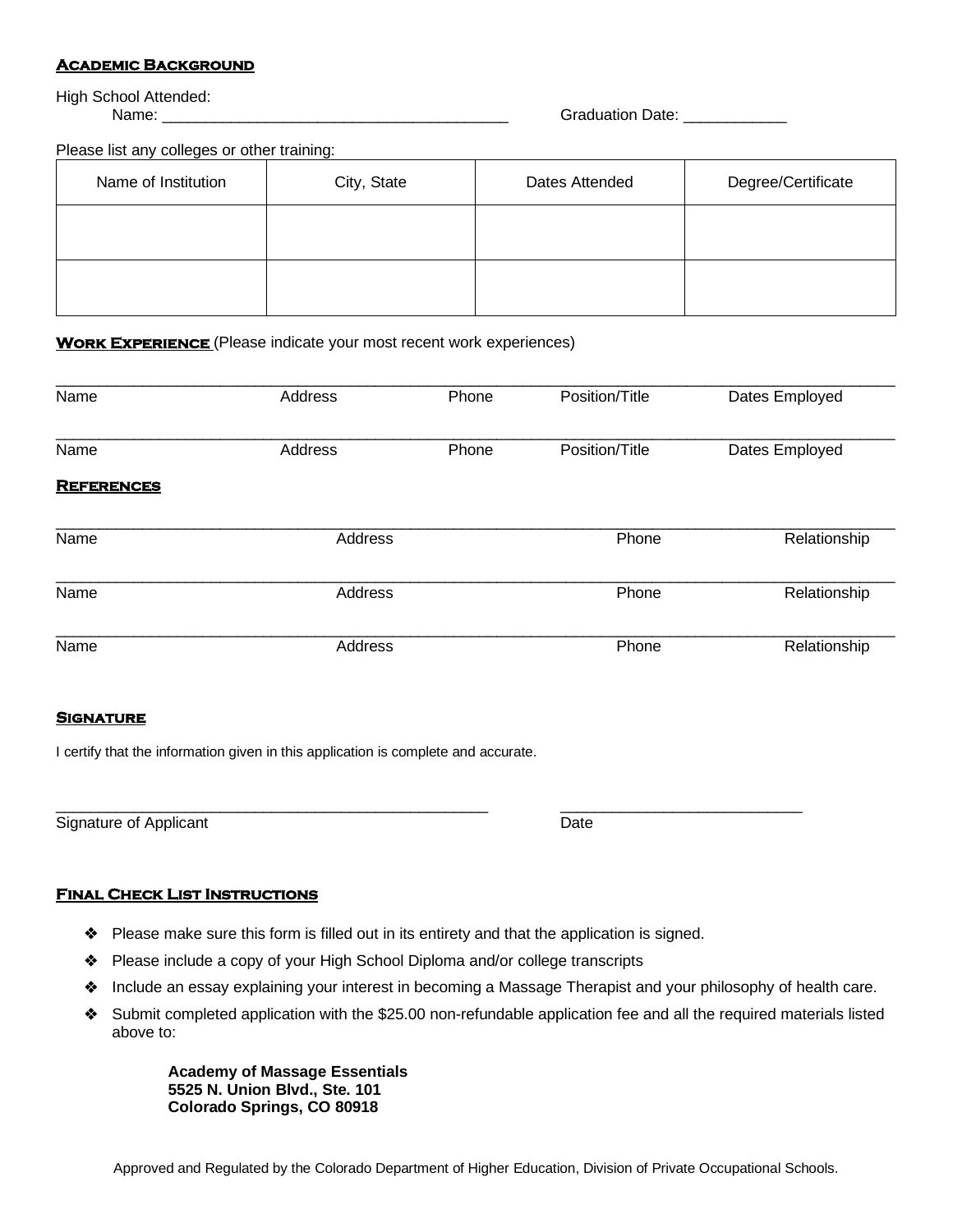## Academic Background

High School Attended:
Name: ________________________________________ Graduation Date: ____________

Please list any colleges or other training:

| Name of Institution | City, State | Dates Attended | Degree/Certificate |
|---|---|---|---|
| | | | |
| | | | |

## Work Experience (Please indicate your most recent work experiences)

_____________________________________________________________________________________
Name Address Phone Position/Title Dates Employed

_____________________________________________________________________________________
Name Address Phone Position/Title Dates Employed

## References

_____________________________________________________________________________________
Name Address Phone Relationship

_____________________________________________________________________________________
Name Address Phone Relationship

_____________________________________________________________________________________
Name Address Phone Relationship

## Signature

I certify that the information given in this application is complete and accurate.

___________________________________________________ ____________________________
Signature of Applicant Date

## Final Check List Instructions

- ❖ Please make sure this form is filled out in its entirety and that the application is signed.
- ❖ Please include a copy of your High School Diploma and/or college transcripts
- ❖ Include an essay explaining your interest in becoming a Massage Therapist and your philosophy of health care.
- ❖ Submit completed application with the $25.00 non-refundable application fee and all the required materials listed above to:

**Academy of Massage Essentials**
**5525 N. Union Blvd., Ste. 101**
**Colorado Springs, CO 80918**

Approved and Regulated by the Colorado Department of Higher Education, Division of Private Occupational Schools.